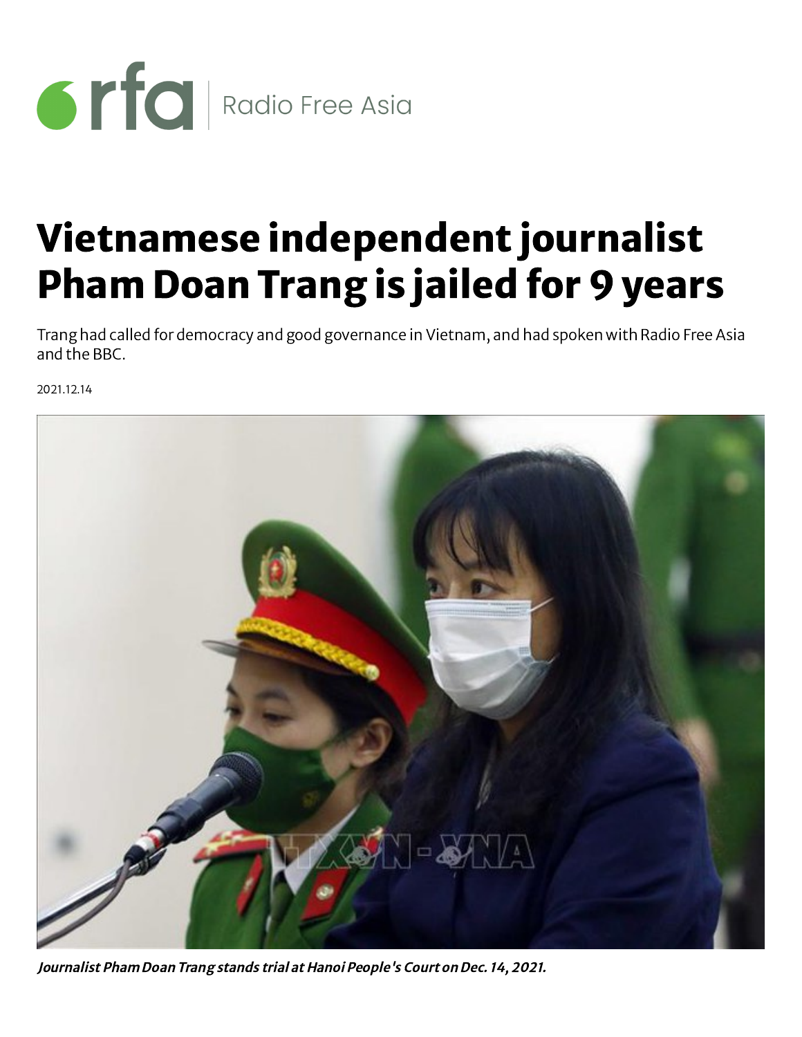rfa | Radio Free Asia

# Vietnamese independent journalist Pham Doan Trang is jailed for 9 years

Trang had called for democracy and good governance in Vietnam, and had spoken with Radio Free Asia and the BBC.

2021.12.14

***Journalist Pham Doan Trang stands trial at Hanoi People's Court on Dec. 14, 2021.***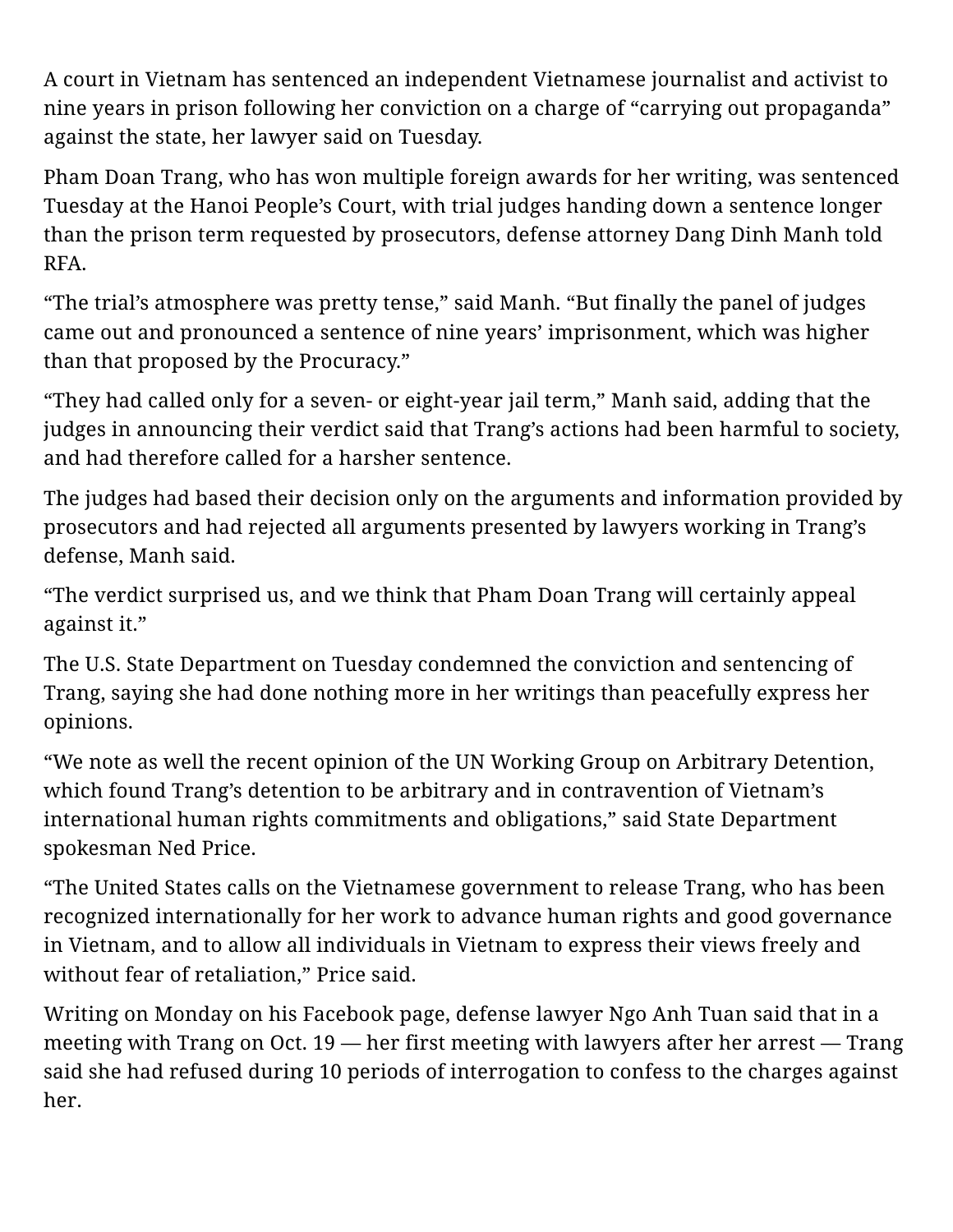A court in Vietnam has sentenced an independent Vietnamese journalist and activist to nine years in prison following her conviction on a charge of "carrying out propaganda" against the state, her lawyer said on Tuesday.

Pham Doan Trang, who has won multiple foreign awards for her writing, was sentenced Tuesday at the Hanoi People's Court, with trial judges handing down a sentence longer than the prison term requested by prosecutors, defense attorney Dang Dinh Manh told RFA.

"The trial's atmosphere was pretty tense," said Manh. "But finally the panel of judges came out and pronounced a sentence of nine years' imprisonment, which was higher than that proposed by the Procuracy."

"They had called only for a seven- or eight-year jail term," Manh said, adding that the judges in announcing their verdict said that Trang's actions had been harmful to society, and had therefore called for a harsher sentence.

The judges had based their decision only on the arguments and information provided by prosecutors and had rejected all arguments presented by lawyers working in Trang's defense, Manh said.

"The verdict surprised us, and we think that Pham Doan Trang will certainly appeal against it."

The U.S. State Department on Tuesday condemned the conviction and sentencing of Trang, saying she had done nothing more in her writings than peacefully express her opinions.

"We note as well the recent opinion of the UN Working Group on Arbitrary Detention, which found Trang's detention to be arbitrary and in contravention of Vietnam's international human rights commitments and obligations," said State Department spokesman Ned Price.

"The United States calls on the Vietnamese government to release Trang, who has been recognized internationally for her work to advance human rights and good governance in Vietnam, and to allow all individuals in Vietnam to express their views freely and without fear of retaliation," Price said.

Writing on Monday on his Facebook page, defense lawyer Ngo Anh Tuan said that in a meeting with Trang on Oct. 19 — her first meeting with lawyers after her arrest — Trang said she had refused during 10 periods of interrogation to confess to the charges against her.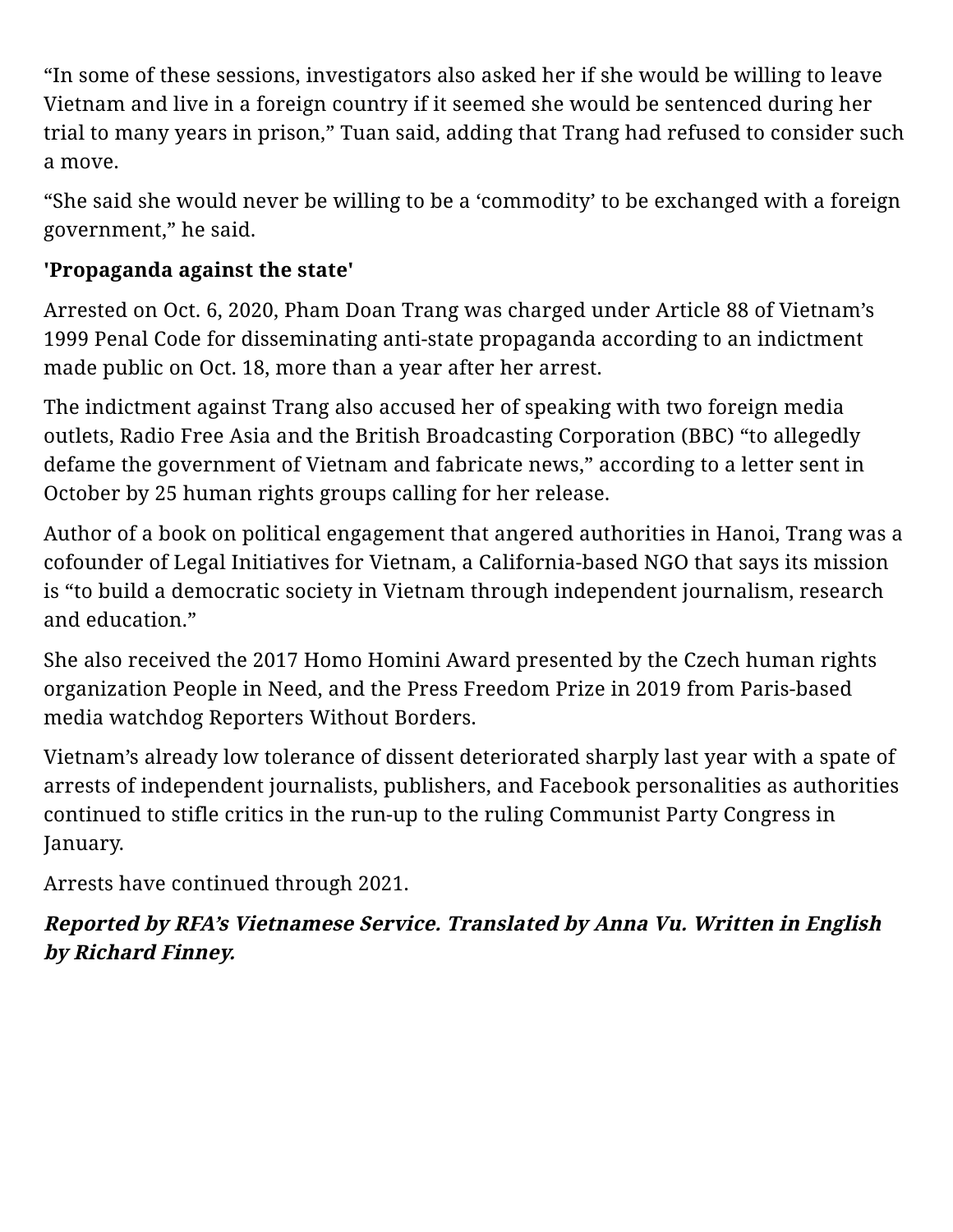"In some of these sessions, investigators also asked her if she would be willing to leave Vietnam and live in a foreign country if it seemed she would be sentenced during her trial to many years in prison," Tuan said, adding that Trang had refused to consider such a move.

"She said she would never be willing to be a 'commodity' to be exchanged with a foreign government," he said.

**'Propaganda against the state'**

Arrested on Oct. 6, 2020, Pham Doan Trang was charged under Article 88 of Vietnam's 1999 Penal Code for disseminating anti-state propaganda according to an indictment made public on Oct. 18, more than a year after her arrest.

The indictment against Trang also accused her of speaking with two foreign media outlets, Radio Free Asia and the British Broadcasting Corporation (BBC) "to allegedly defame the government of Vietnam and fabricate news," according to a letter sent in October by 25 human rights groups calling for her release.

Author of a book on political engagement that angered authorities in Hanoi, Trang was a cofounder of Legal Initiatives for Vietnam, a California-based NGO that says its mission is "to build a democratic society in Vietnam through independent journalism, research and education."

She also received the 2017 Homo Homini Award presented by the Czech human rights organization People in Need, and the Press Freedom Prize in 2019 from Paris-based media watchdog Reporters Without Borders.

Vietnam's already low tolerance of dissent deteriorated sharply last year with a spate of arrests of independent journalists, publishers, and Facebook personalities as authorities continued to stifle critics in the run-up to the ruling Communist Party Congress in January.

Arrests have continued through 2021.

***Reported by RFA's Vietnamese Service. Translated by Anna Vu. Written in English by Richard Finney.***